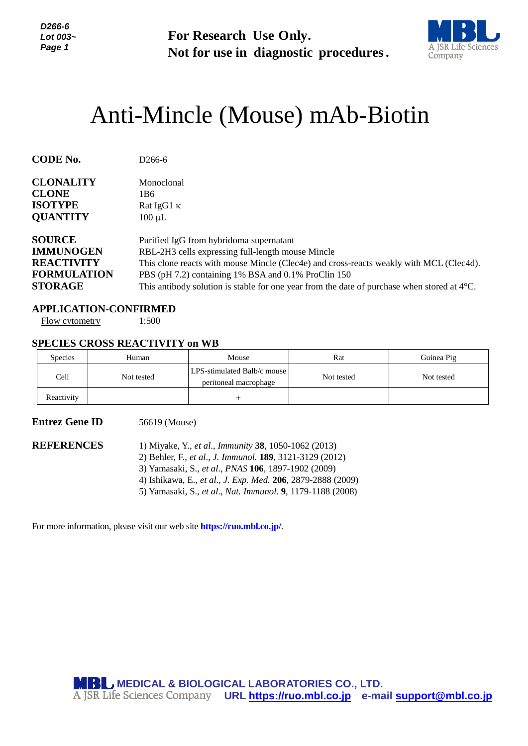D266-6
Lot 003~

**For Research Use Only.**
**Not for use in diagnostic procedures.**

# Anti-Mincle (Mouse) mAb-Biotin

**CODE No.** D266-6

**CLONALITY** Monoclonal
**CLONE** 1B6
**ISOTYPE** Rat IgG1 κ
**QUANTITY** 100 μL

**SOURCE** Purified IgG from hybridoma supernatant
**IMMUNOGEN** RBL-2H3 cells expressing full-length mouse Mincle
**REACTIVITY** This clone reacts with mouse Mincle (Clec4e) and cross-reacts weakly with MCL (Clec4d).
**FORMULATION** PBS (pH 7.2) containing 1% BSA and 0.1% ProClin 150
**STORAGE** This antibody solution is stable for one year from the date of purchase when stored at 4°C.

## APPLICATION-CONFIRMED

Flow cytometry 1:500

## SPECIES CROSS REACTIVITY on WB

| Species | Human | Mouse | Rat | Guinea Pig |
|---|---|---|---|---|
| Cell | Not tested | LPS-stimulated Balb/c mouse peritoneal macrophage | Not tested | Not tested |
| Reactivity | | + | | |

**Entrez Gene ID** 56619 (Mouse)

**REFERENCES**

1) Miyake, Y., *et al*., *Immunity* **38**, 1050-1062 (2013)
2) Behler, F., *et al*., *J. Immunol.* **189**, 3121-3129 (2012)
3) Yamasaki, S., *et al*., *PNAS* **106**, 1897-1902 (2009)
4) Ishikawa, E., *et al*., *J. Exp. Med.* **206**, 2879-2888 (2009)
5) Yamasaki, S., *et al*., *Nat. Immunol*. **9**, 1179-1188 (2008)

For more information, please visit our web site **https://ruo.mbl.co.jp/**.

**MEDICAL & BIOLOGICAL LABORATORIES CO., LTD.**
A JSR Life Sciences Company **URL https://ruo.mbl.co.jp e-mail support@mbl.co.jp**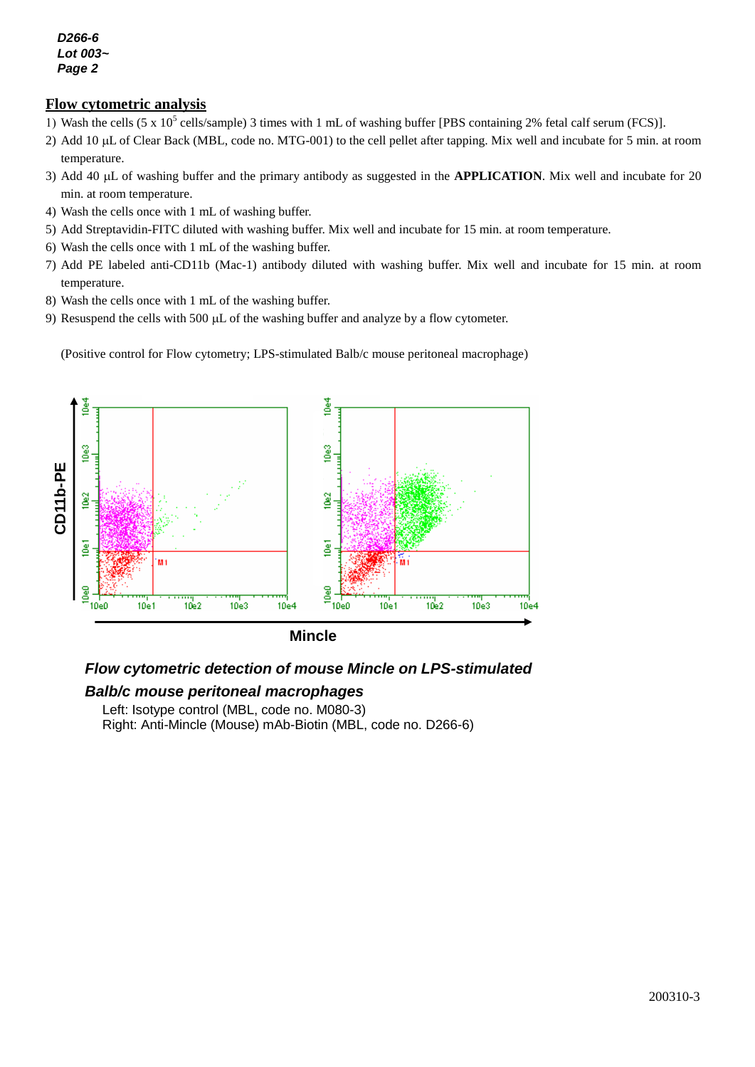## Flow cytometric analysis

1) Wash the cells ($5 \times 10^5$ cells/sample) 3 times with 1 mL of washing buffer [PBS containing 2% fetal calf serum (FCS)].
2) Add 10 μL of Clear Back (MBL, code no. MTG-001) to the cell pellet after tapping. Mix well and incubate for 5 min. at room temperature.
3) Add 40 μL of washing buffer and the primary antibody as suggested in the **APPLICATION**. Mix well and incubate for 20 min. at room temperature.
4) Wash the cells once with 1 mL of washing buffer.
5) Add Streptavidin-FITC diluted with washing buffer. Mix well and incubate for 15 min. at room temperature.
6) Wash the cells once with 1 mL of the washing buffer.
7) Add PE labeled anti-CD11b (Mac-1) antibody diluted with washing buffer. Mix well and incubate for 15 min. at room temperature.
8) Wash the cells once with 1 mL of the washing buffer.
9) Resuspend the cells with 500 μL of the washing buffer and analyze by a flow cytometer.

(Positive control for Flow cytometry; LPS-stimulated Balb/c mouse peritoneal macrophage)

CD11b-PE

10e0
10e1
10e2
10e3
10e4

M1

Mincle

***Flow cytometric detection of mouse Mincle on LPS-stimulated Balb/c mouse peritoneal macrophages***

Left: Isotype control (MBL, code no. M080-3)
Right: Anti-Mincle (Mouse) mAb-Biotin (MBL, code no. D266-6)